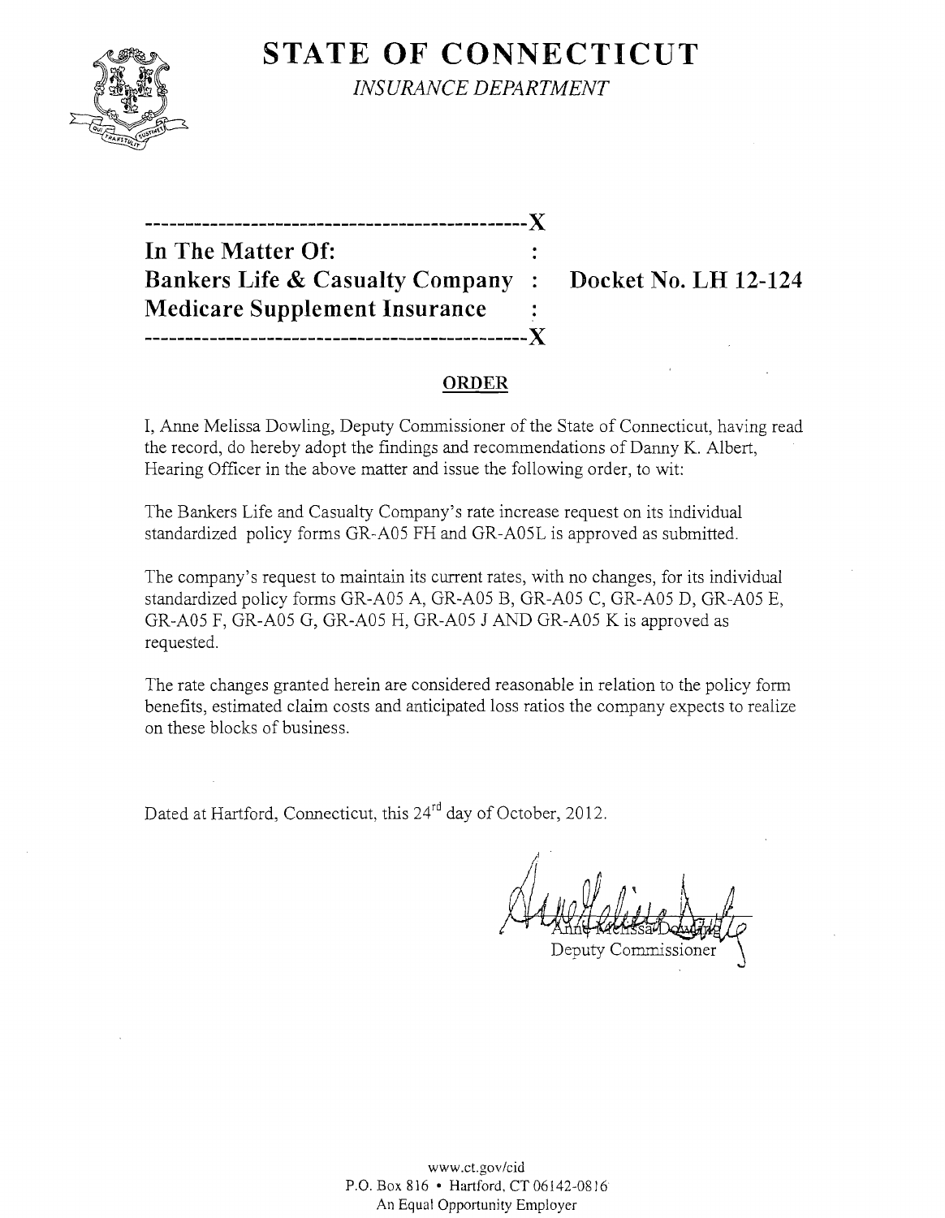# STATE OF CONNECTICUT

*INSURANCE DEPARTMENT*

-----------------------------------------------X

**In The Matter Of:** :

**Bankers Life & Casualty Company** : **Docket No. LH 12-124**

**Medicare Supplement Insurance** :

-----------------------------------------------X

## ORDER

I, Anne Melissa Dowling, Deputy Commissioner of the State of Connecticut, having read the record, do hereby adopt the findings and recommendations of Danny K. Albert, Hearing Officer in the above matter and issue the following order, to wit:

The Bankers Life and Casualty Company's rate increase request on its individual standardized policy forms GR-A05 FH and GR-A05L is approved as submitted.

The company's request to maintain its current rates, with no changes, for its individual standardized policy forms GR-A05 A, GR-A05 B, GR-A05 C, GR-A05 D, GR-A05 E, GR-A05 F, GR-A05 G, GR-A05 H, GR-A05 J AND GR-A05 K is approved as requested.

The rate changes granted herein are considered reasonable in relation to the policy form benefits, estimated claim costs and anticipated loss ratios the company expects to realize on these blocks of business.

Dated at Hartford, Connecticut, this 24[rd] day of October, 2012.

Anne Melissa Dowling
Deputy Commissioner

www.ct.gov/cid
P.O. Box 816 • Hartford, CT 06142-0816
An Equal Opportunity Employer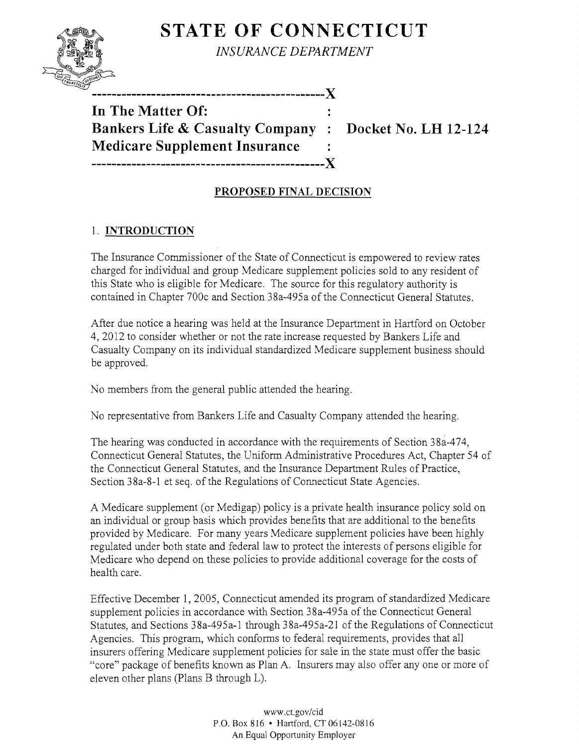# STATE OF CONNECTICUT

*INSURANCE DEPARTMENT*

```
----------------------------------------------X
In The Matter Of:                             :
Bankers Life & Casualty Company               :   Docket No. LH 12-124
Medicare Supplement Insurance                 :
----------------------------------------------X
```

**In The Matter Of:**
**Bankers Life & Casualty Company : Docket No. LH 12-124**
**Medicare Supplement Insurance**

## PROPOSED FINAL DECISION

### 1. INTRODUCTION

The Insurance Commissioner of the State of Connecticut is empowered to review rates charged for individual and group Medicare supplement policies sold to any resident of this State who is eligible for Medicare. The source for this regulatory authority is contained in Chapter 700c and Section 38a-495a of the Connecticut General Statutes.

After due notice a hearing was held at the Insurance Department in Hartford on October 4, 2012 to consider whether or not the rate increase requested by Bankers Life and Casualty Company on its individual standardized Medicare supplement business should be approved.

No members from the general public attended the hearing.

No representative from Bankers Life and Casualty Company attended the hearing.

The hearing was conducted in accordance with the requirements of Section 38a-474, Connecticut General Statutes, the Uniform Administrative Procedures Act, Chapter 54 of the Connecticut General Statutes, and the Insurance Department Rules of Practice, Section 38a-8-1 et seq. of the Regulations of Connecticut State Agencies.

A Medicare supplement (or Medigap) policy is a private health insurance policy sold on an individual or group basis which provides benefits that are additional to the benefits provided by Medicare. For many years Medicare supplement policies have been highly regulated under both state and federal law to protect the interests of persons eligible for Medicare who depend on these policies to provide additional coverage for the costs of health care.

Effective December 1, 2005, Connecticut amended its program of standardized Medicare supplement policies in accordance with Section 38a-495a of the Connecticut General Statutes, and Sections 38a-495a-1 through 38a-495a-21 of the Regulations of Connecticut Agencies. This program, which conforms to federal requirements, provides that all insurers offering Medicare supplement policies for sale in the state must offer the basic "core" package of benefits known as Plan A. Insurers may also offer any one or more of eleven other plans (Plans B through L).

www.ct.gov/cid
P.O. Box 816 • Hartford, CT 06142-0816
An Equal Opportunity Employer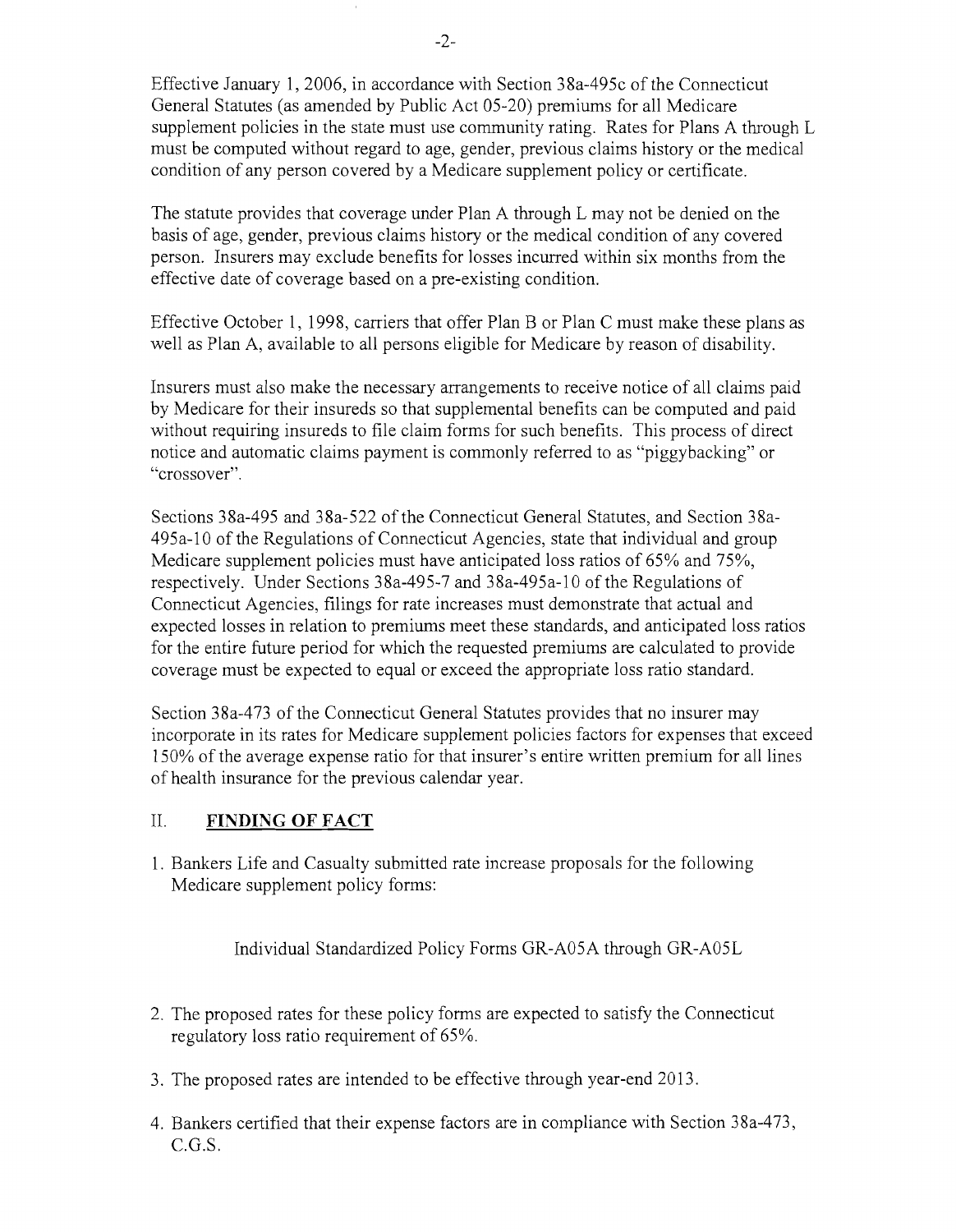Effective January 1, 2006, in accordance with Section 38a-495c of the Connecticut General Statutes (as amended by Public Act 05-20) premiums for all Medicare supplement policies in the state must use community rating. Rates for Plans A through L must be computed without regard to age, gender, previous claims history or the medical condition of any person covered by a Medicare supplement policy or certificate.

The statute provides that coverage under Plan A through L may not be denied on the basis of age, gender, previous claims history or the medical condition of any covered person. Insurers may exclude benefits for losses incurred within six months from the effective date of coverage based on a pre-existing condition.

Effective October 1, 1998, carriers that offer Plan B or Plan C must make these plans as well as Plan A, available to all persons eligible for Medicare by reason of disability.

Insurers must also make the necessary arrangements to receive notice of all claims paid by Medicare for their insureds so that supplemental benefits can be computed and paid without requiring insureds to file claim forms for such benefits. This process of direct notice and automatic claims payment is commonly referred to as "piggybacking" or "crossover".

Sections 38a-495 and 38a-522 of the Connecticut General Statutes, and Section 38a-495a-10 of the Regulations of Connecticut Agencies, state that individual and group Medicare supplement policies must have anticipated loss ratios of 65% and 75%, respectively. Under Sections 38a-495-7 and 38a-495a-10 of the Regulations of Connecticut Agencies, filings for rate increases must demonstrate that actual and expected losses in relation to premiums meet these standards, and anticipated loss ratios for the entire future period for which the requested premiums are calculated to provide coverage must be expected to equal or exceed the appropriate loss ratio standard.

Section 38a-473 of the Connecticut General Statutes provides that no insurer may incorporate in its rates for Medicare supplement policies factors for expenses that exceed 150% of the average expense ratio for that insurer's entire written premium for all lines of health insurance for the previous calendar year.

## II. **FINDING OF FACT**

1. Bankers Life and Casualty submitted rate increase proposals for the following Medicare supplement policy forms:

   Individual Standardized Policy Forms GR-A05A through GR-A05L

2. The proposed rates for these policy forms are expected to satisfy the Connecticut regulatory loss ratio requirement of 65%.

3. The proposed rates are intended to be effective through year-end 2013.

4. Bankers certified that their expense factors are in compliance with Section 38a-473, C.G.S.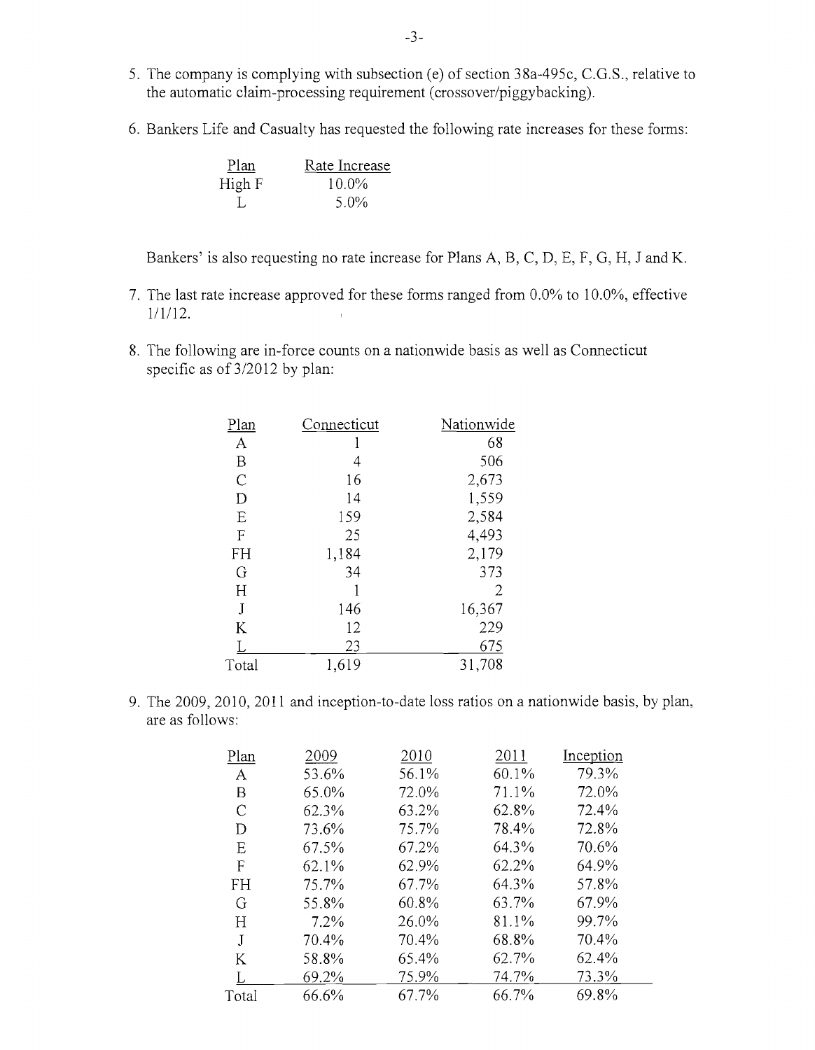5. The company is complying with subsection (e) of section 38a-495c, C.G.S., relative to the automatic claim-processing requirement (crossover/piggybacking).

6. Bankers Life and Casualty has requested the following rate increases for these forms:

| Plan | Rate Increase |
|---|---|
| High F | 10.0% |
| L | 5.0% |

   Bankers' is also requesting no rate increase for Plans A, B, C, D, E, F, G, H, J and K.

7. The last rate increase approved for these forms ranged from 0.0% to 10.0%, effective 1/1/12.

8. The following are in-force counts on a nationwide basis as well as Connecticut specific as of 3/2012 by plan:

| Plan | Connecticut | Nationwide |
|---|---|---|
| A | 1 | 68 |
| B | 4 | 506 |
| C | 16 | 2,673 |
| D | 14 | 1,559 |
| E | 159 | 2,584 |
| F | 25 | 4,493 |
| FH | 1,184 | 2,179 |
| G | 34 | 373 |
| H | 1 | 2 |
| J | 146 | 16,367 |
| K | 12 | 229 |
| L | 23 | 675 |
| Total | 1,619 | 31,708 |

9. The 2009, 2010, 2011 and inception-to-date loss ratios on a nationwide basis, by plan, are as follows:

| Plan | 2009 | 2010 | 2011 | Inception |
|---|---|---|---|---|
| A | 53.6% | 56.1% | 60.1% | 79.3% |
| B | 65.0% | 72.0% | 71.1% | 72.0% |
| C | 62.3% | 63.2% | 62.8% | 72.4% |
| D | 73.6% | 75.7% | 78.4% | 72.8% |
| E | 67.5% | 67.2% | 64.3% | 70.6% |
| F | 62.1% | 62.9% | 62.2% | 64.9% |
| FH | 75.7% | 67.7% | 64.3% | 57.8% |
| G | 55.8% | 60.8% | 63.7% | 67.9% |
| H | 7.2% | 26.0% | 81.1% | 99.7% |
| J | 70.4% | 70.4% | 68.8% | 70.4% |
| K | 58.8% | 65.4% | 62.7% | 62.4% |
| L | 69.2% | 75.9% | 74.7% | 73.3% |
| Total | 66.6% | 67.7% | 66.7% | 69.8% |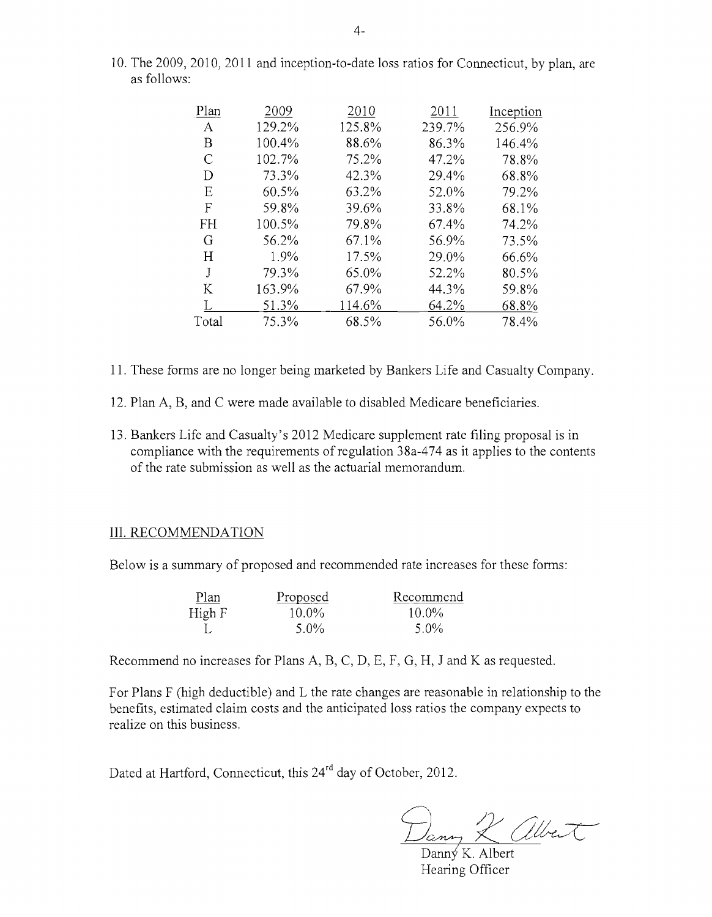10. The 2009, 2010, 2011 and inception-to-date loss ratios for Connecticut, by plan, are as follows:

| Plan | 2009 | 2010 | 2011 | Inception |
|---|---|---|---|---|
| A | 129.2% | 125.8% | 239.7% | 256.9% |
| B | 100.4% | 88.6% | 86.3% | 146.4% |
| C | 102.7% | 75.2% | 47.2% | 78.8% |
| D | 73.3% | 42.3% | 29.4% | 68.8% |
| E | 60.5% | 63.2% | 52.0% | 79.2% |
| F | 59.8% | 39.6% | 33.8% | 68.1% |
| FH | 100.5% | 79.8% | 67.4% | 74.2% |
| G | 56.2% | 67.1% | 56.9% | 73.5% |
| H | 1.9% | 17.5% | 29.0% | 66.6% |
| J | 79.3% | 65.0% | 52.2% | 80.5% |
| K | 163.9% | 67.9% | 44.3% | 59.8% |
| L | 51.3% | 114.6% | 64.2% | 68.8% |
| Total | 75.3% | 68.5% | 56.0% | 78.4% |

11. These forms are no longer being marketed by Bankers Life and Casualty Company.

12. Plan A, B, and C were made available to disabled Medicare beneficiaries.

13. Bankers Life and Casualty's 2012 Medicare supplement rate filing proposal is in compliance with the requirements of regulation 38a-474 as it applies to the contents of the rate submission as well as the actuarial memorandum.

## III. RECOMMENDATION

Below is a summary of proposed and recommended rate increases for these forms:

| Plan | Proposed | Recommend |
|---|---|---|
| High F | 10.0% | 10.0% |
| L | 5.0% | 5.0% |

Recommend no increases for Plans A, B, C, D, E, F, G, H, J and K as requested.

For Plans F (high deductible) and L the rate changes are reasonable in relationship to the benefits, estimated claim costs and the anticipated loss ratios the company expects to realize on this business.

Dated at Hartford, Connecticut, this 24rd day of October, 2012.

Danny K. Albert
Hearing Officer